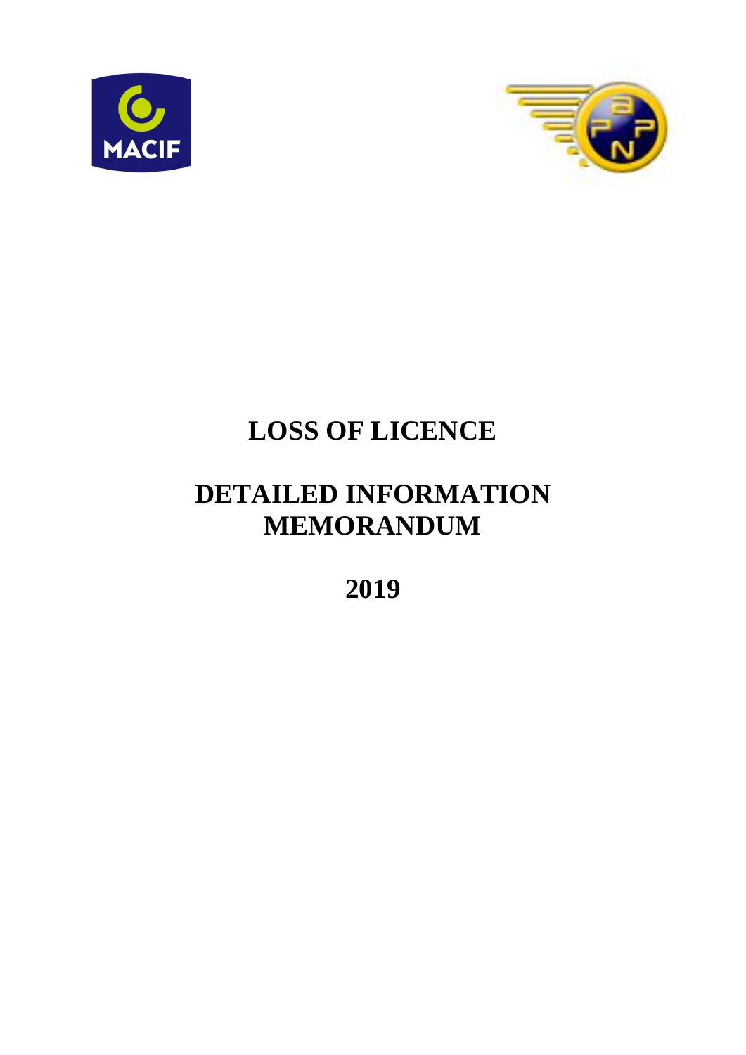# LOSS OF LICENCE

# DETAILED INFORMATION MEMORANDUM

# 2019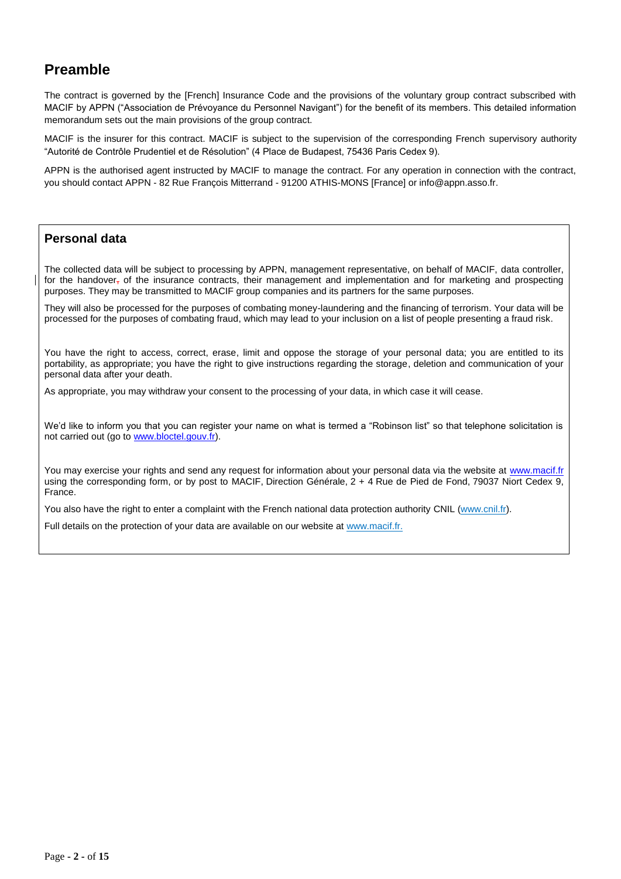## Preamble

The contract is governed by the [French] Insurance Code and the provisions of the voluntary group contract subscribed with MACIF by APPN ("Association de Prévoyance du Personnel Navigant") for the benefit of its members. This detailed information memorandum sets out the main provisions of the group contract.

MACIF is the insurer for this contract. MACIF is subject to the supervision of the corresponding French supervisory authority "Autorité de Contrôle Prudentiel et de Résolution" (4 Place de Budapest, 75436 Paris Cedex 9).

APPN is the authorised agent instructed by MACIF to manage the contract. For any operation in connection with the contract, you should contact APPN - 82 Rue François Mitterrand - 91200 ATHIS-MONS [France] or info@appn.asso.fr.

## Personal data

The collected data will be subject to processing by APPN, management representative, on behalf of MACIF, data controller, for the handover, of the insurance contracts, their management and implementation and for marketing and prospecting purposes. They may be transmitted to MACIF group companies and its partners for the same purposes.

They will also be processed for the purposes of combating money-laundering and the financing of terrorism. Your data will be processed for the purposes of combating fraud, which may lead to your inclusion on a list of people presenting a fraud risk.

You have the right to access, correct, erase, limit and oppose the storage of your personal data; you are entitled to its portability, as appropriate; you have the right to give instructions regarding the storage, deletion and communication of your personal data after your death.

As appropriate, you may withdraw your consent to the processing of your data, in which case it will cease.

We'd like to inform you that you can register your name on what is termed a "Robinson list" so that telephone solicitation is not carried out (go to www.bloctel.gouv.fr).

You may exercise your rights and send any request for information about your personal data via the website at www.macif.fr using the corresponding form, or by post to MACIF, Direction Générale, 2 + 4 Rue de Pied de Fond, 79037 Niort Cedex 9, France.

You also have the right to enter a complaint with the French national data protection authority CNIL (www.cnil.fr).

Full details on the protection of your data are available on our website at www.macif.fr.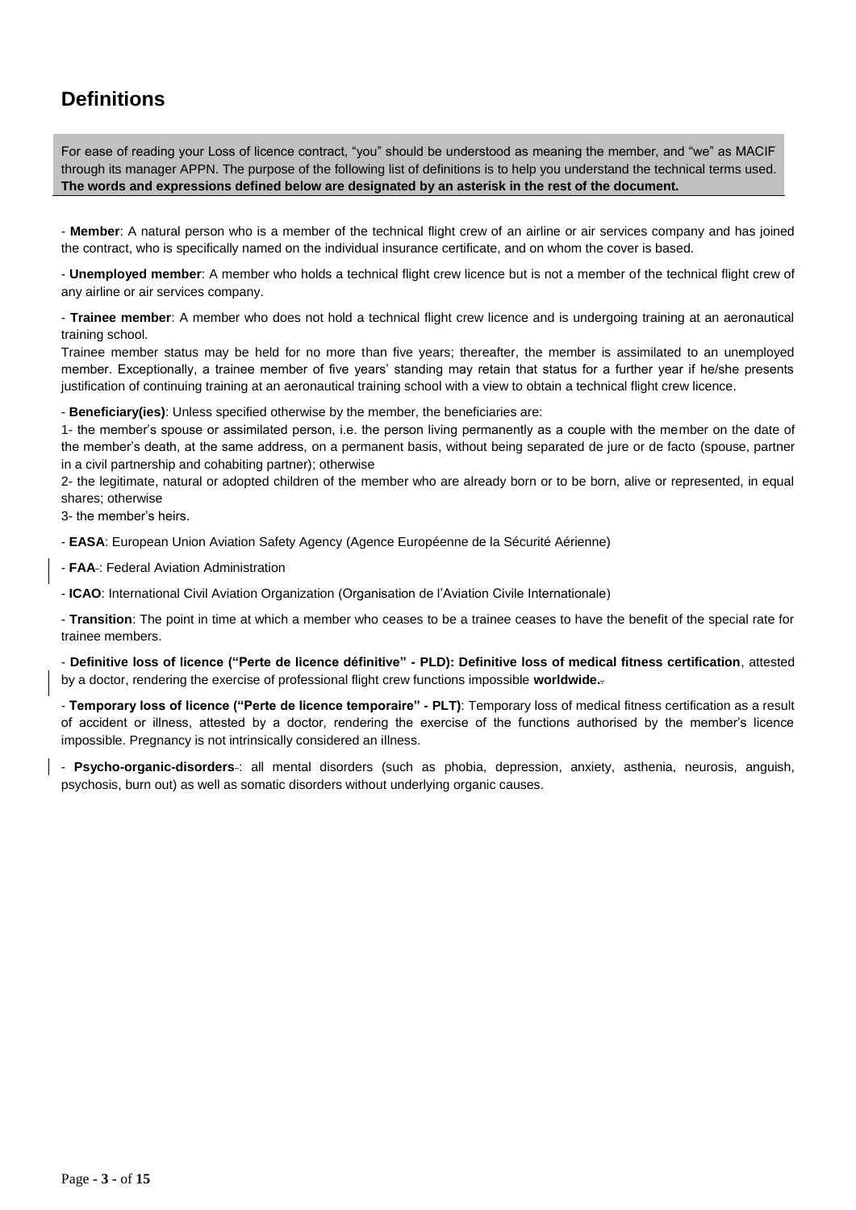# Definitions

For ease of reading your Loss of licence contract, "you" should be understood as meaning the member, and "we" as MACIF through its manager APPN. The purpose of the following list of definitions is to help you understand the technical terms used. **The words and expressions defined below are designated by an asterisk in the rest of the document.**

- **Member**: A natural person who is a member of the technical flight crew of an airline or air services company and has joined the contract, who is specifically named on the individual insurance certificate, and on whom the cover is based.

- **Unemployed member**: A member who holds a technical flight crew licence but is not a member of the technical flight crew of any airline or air services company.

- **Trainee member**: A member who does not hold a technical flight crew licence and is undergoing training at an aeronautical training school.

Trainee member status may be held for no more than five years; thereafter, the member is assimilated to an unemployed member. Exceptionally, a trainee member of five years' standing may retain that status for a further year if he/she presents justification of continuing training at an aeronautical training school with a view to obtain a technical flight crew licence.

- **Beneficiary(ies)**: Unless specified otherwise by the member, the beneficiaries are:

1- the member's spouse or assimilated person, i.e. the person living permanently as a couple with the member on the date of the member's death, at the same address, on a permanent basis, without being separated de jure or de facto (spouse, partner in a civil partnership and cohabiting partner); otherwise

2- the legitimate, natural or adopted children of the member who are already born or to be born, alive or represented, in equal shares; otherwise

3- the member's heirs.

- **EASA**: European Union Aviation Safety Agency (Agence Européenne de la Sécurité Aérienne)

- **FAA**: Federal Aviation Administration

- **ICAO**: International Civil Aviation Organization (Organisation de l'Aviation Civile Internationale)

- **Transition**: The point in time at which a member who ceases to be a trainee ceases to have the benefit of the special rate for trainee members.

- **Definitive loss of licence ("Perte de licence définitive" - PLD): Definitive loss of medical fitness certification**, attested by a doctor, rendering the exercise of professional flight crew functions impossible **worldwide.**

- **Temporary loss of licence ("Perte de licence temporaire" - PLT)**: Temporary loss of medical fitness certification as a result of accident or illness, attested by a doctor, rendering the exercise of the functions authorised by the member's licence impossible. Pregnancy is not intrinsically considered an illness.

- **Psycho-organic-disorders**: all mental disorders (such as phobia, depression, anxiety, asthenia, neurosis, anguish, psychosis, burn out) as well as somatic disorders without underlying organic causes.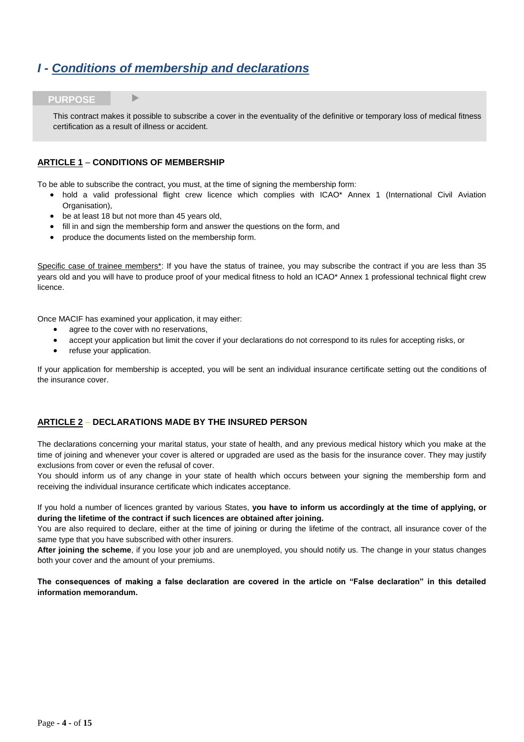# *I - Conditions of membership and declarations*

**PURPOSE**

This contract makes it possible to subscribe a cover in the eventuality of the definitive or temporary loss of medical fitness certification as a result of illness or accident.

### ARTICLE 1 – CONDITIONS OF MEMBERSHIP

To be able to subscribe the contract, you must, at the time of signing the membership form:

- hold a valid professional flight crew licence which complies with ICAO* Annex 1 (International Civil Aviation Organisation),
- be at least 18 but not more than 45 years old,
- fill in and sign the membership form and answer the questions on the form, and
- produce the documents listed on the membership form.

Specific case of trainee members*: If you have the status of trainee, you may subscribe the contract if you are less than 35 years old and you will have to produce proof of your medical fitness to hold an ICAO* Annex 1 professional technical flight crew licence.

Once MACIF has examined your application, it may either:

- agree to the cover with no reservations,
- accept your application but limit the cover if your declarations do not correspond to its rules for accepting risks, or
- refuse your application.

If your application for membership is accepted, you will be sent an individual insurance certificate setting out the conditions of the insurance cover.

### ARTICLE 2 – DECLARATIONS MADE BY THE INSURED PERSON

The declarations concerning your marital status, your state of health, and any previous medical history which you make at the time of joining and whenever your cover is altered or upgraded are used as the basis for the insurance cover. They may justify exclusions from cover or even the refusal of cover.

You should inform us of any change in your state of health which occurs between your signing the membership form and receiving the individual insurance certificate which indicates acceptance.

If you hold a number of licences granted by various States, **you have to inform us accordingly at the time of applying, or during the lifetime of the contract if such licences are obtained after joining.**

You are also required to declare, either at the time of joining or during the lifetime of the contract, all insurance cover of the same type that you have subscribed with other insurers.

**After joining the scheme**, if you lose your job and are unemployed, you should notify us. The change in your status changes both your cover and the amount of your premiums.

**The consequences of making a false declaration are covered in the article on "False declaration" in this detailed information memorandum.**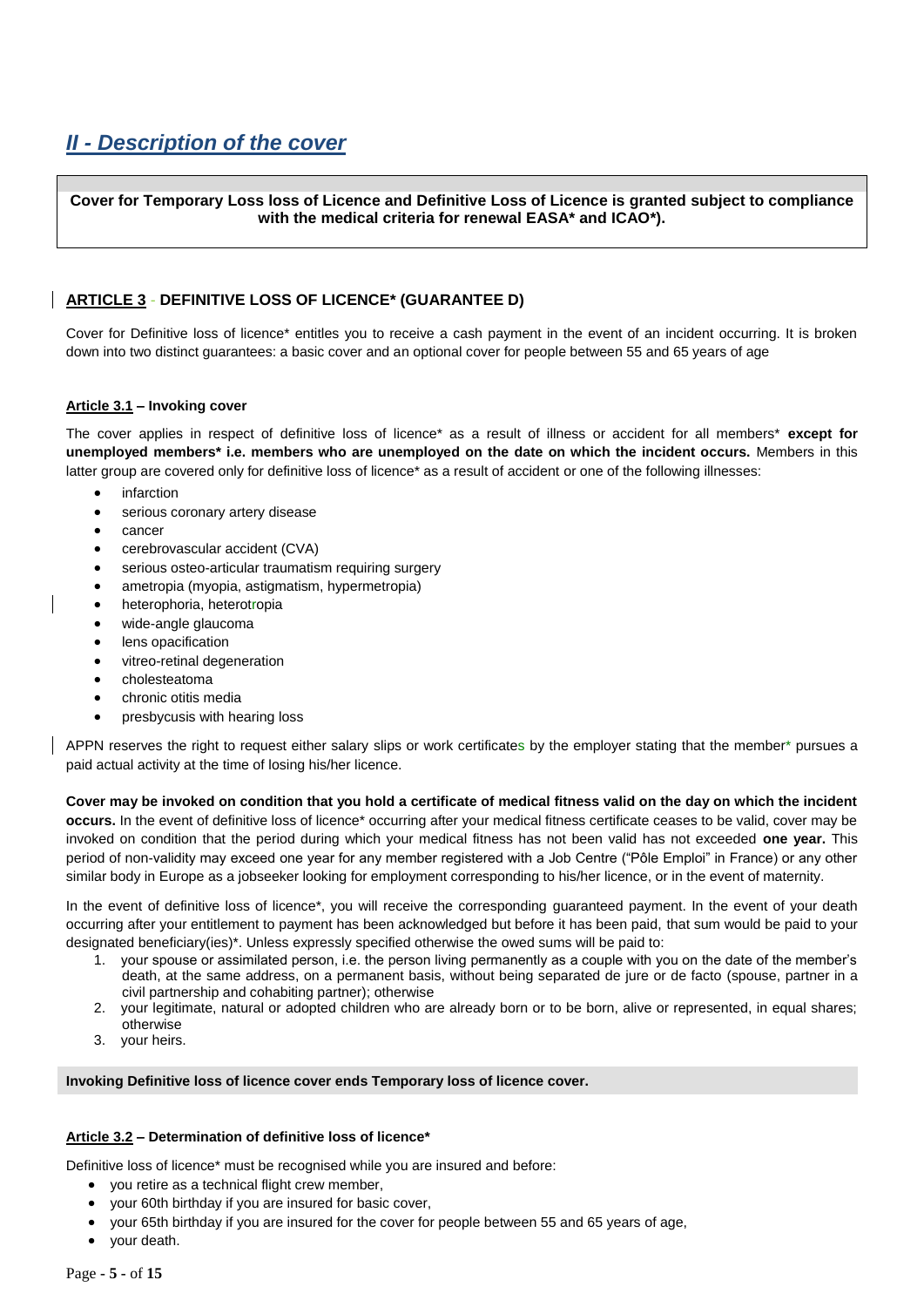## *II - Description of the cover*

**Cover for Temporary Loss loss of Licence and Definitive Loss of Licence is granted subject to compliance with the medical criteria for renewal EASA* and ICAO*).**

### ARTICLE 3 - DEFINITIVE LOSS OF LICENCE* (GUARANTEE D)

Cover for Definitive loss of licence* entitles you to receive a cash payment in the event of an incident occurring. It is broken down into two distinct guarantees: a basic cover and an optional cover for people between 55 and 65 years of age

#### Article 3.1 – Invoking cover

The cover applies in respect of definitive loss of licence* as a result of illness or accident for all members* **except for unemployed members* i.e. members who are unemployed on the date on which the incident occurs.** Members in this latter group are covered only for definitive loss of licence* as a result of accident or one of the following illnesses:

- infarction
- serious coronary artery disease
- cancer
- cerebrovascular accident (CVA)
- serious osteo-articular traumatism requiring surgery
- ametropia (myopia, astigmatism, hypermetropia)
- heterophoria, heterotropia
- wide-angle glaucoma
- lens opacification
- vitreo-retinal degeneration
- cholesteatoma
- chronic otitis media
- presbycusis with hearing loss

APPN reserves the right to request either salary slips or work certificates by the employer stating that the member* pursues a paid actual activity at the time of losing his/her licence.

**Cover may be invoked on condition that you hold a certificate of medical fitness valid on the day on which the incident occurs.** In the event of definitive loss of licence* occurring after your medical fitness certificate ceases to be valid, cover may be invoked on condition that the period during which your medical fitness has not been valid has not exceeded **one year.** This period of non-validity may exceed one year for any member registered with a Job Centre ("Pôle Emploi" in France) or any other similar body in Europe as a jobseeker looking for employment corresponding to his/her licence, or in the event of maternity.

In the event of definitive loss of licence*, you will receive the corresponding guaranteed payment. In the event of your death occurring after your entitlement to payment has been acknowledged but before it has been paid, that sum would be paid to your designated beneficiary(ies)*. Unless expressly specified otherwise the owed sums will be paid to:

1. your spouse or assimilated person, i.e. the person living permanently as a couple with you on the date of the member's death, at the same address, on a permanent basis, without being separated de jure or de facto (spouse, partner in a civil partnership and cohabiting partner); otherwise
2. your legitimate, natural or adopted children who are already born or to be born, alive or represented, in equal shares; otherwise
3. your heirs.

**Invoking Definitive loss of licence cover ends Temporary loss of licence cover.**

#### Article 3.2 – Determination of definitive loss of licence*

Definitive loss of licence* must be recognised while you are insured and before:

- you retire as a technical flight crew member,
- your 60th birthday if you are insured for basic cover,
- your 65th birthday if you are insured for the cover for people between 55 and 65 years of age,
- your death.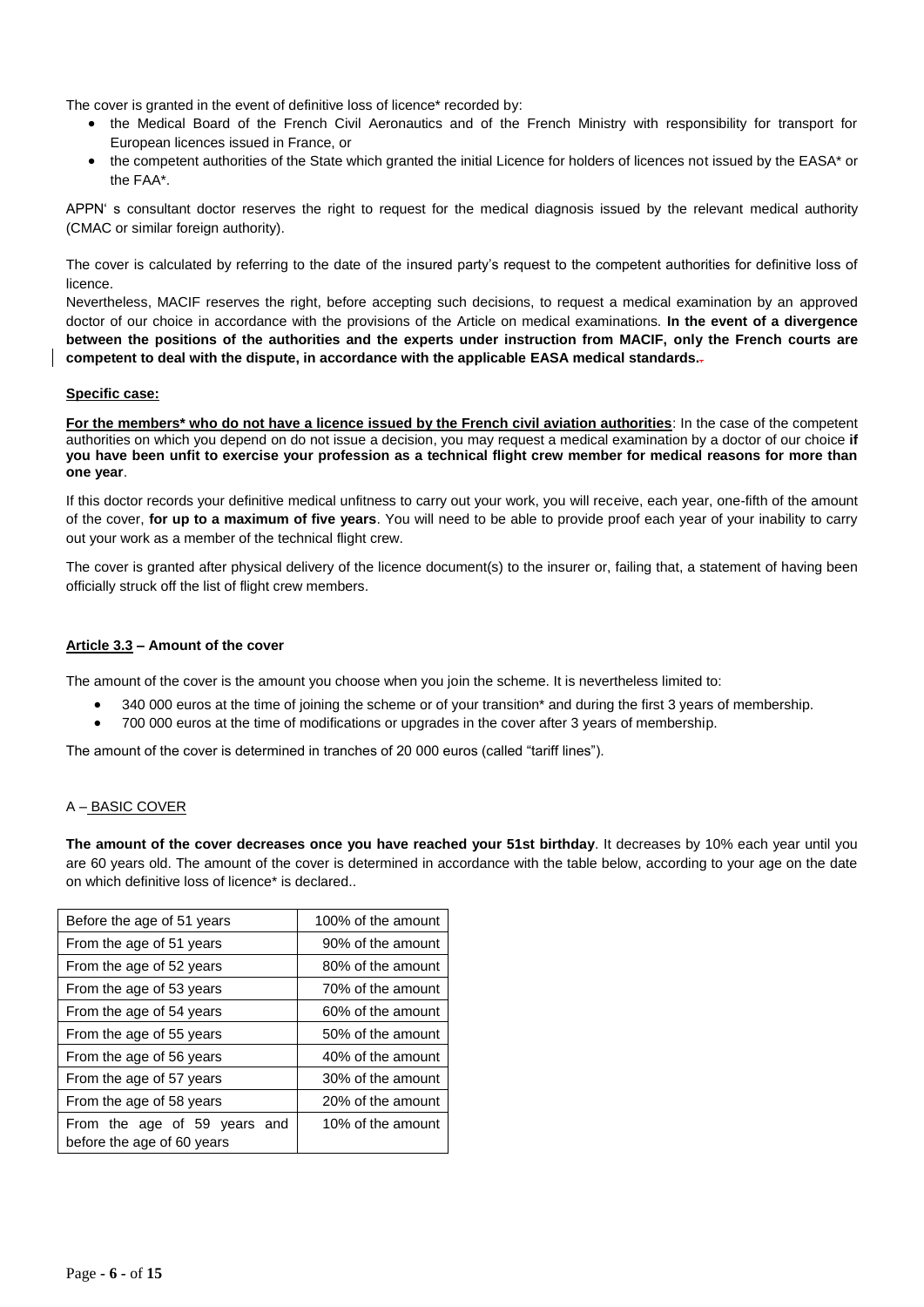The cover is granted in the event of definitive loss of licence* recorded by:

- the Medical Board of the French Civil Aeronautics and of the French Ministry with responsibility for transport for European licences issued in France, or
- the competent authorities of the State which granted the initial Licence for holders of licences not issued by the EASA* or the FAA*.

APPN' s consultant doctor reserves the right to request for the medical diagnosis issued by the relevant medical authority (CMAC or similar foreign authority).

The cover is calculated by referring to the date of the insured party's request to the competent authorities for definitive loss of licence.

Nevertheless, MACIF reserves the right, before accepting such decisions, to request a medical examination by an approved doctor of our choice in accordance with the provisions of the Article on medical examinations. **In the event of a divergence between the positions of the authorities and the experts under instruction from MACIF, only the French courts are competent to deal with the dispute, in accordance with the applicable EASA medical standards.**

**Specific case:**

**For the members* who do not have a licence issued by the French civil aviation authorities**: In the case of the competent authorities on which you depend on do not issue a decision, you may request a medical examination by a doctor of our choice **if you have been unfit to exercise your profession as a technical flight crew member for medical reasons for more than one year**.

If this doctor records your definitive medical unfitness to carry out your work, you will receive, each year, one-fifth of the amount of the cover, **for up to a maximum of five years**. You will need to be able to provide proof each year of your inability to carry out your work as a member of the technical flight crew.

The cover is granted after physical delivery of the licence document(s) to the insurer or, failing that, a statement of having been officially struck off the list of flight crew members.

### Article 3.3 – Amount of the cover

The amount of the cover is the amount you choose when you join the scheme. It is nevertheless limited to:

- 340 000 euros at the time of joining the scheme or of your transition* and during the first 3 years of membership.
- 700 000 euros at the time of modifications or upgrades in the cover after 3 years of membership.

The amount of the cover is determined in tranches of 20 000 euros (called "tariff lines").

#### A – BASIC COVER

**The amount of the cover decreases once you have reached your 51st birthday**. It decreases by 10% each year until you are 60 years old. The amount of the cover is determined in accordance with the table below, according to your age on the date on which definitive loss of licence* is declared..

| Before the age of 51 years | 100% of the amount |
|---|---|
| From the age of 51 years | 90% of the amount |
| From the age of 52 years | 80% of the amount |
| From the age of 53 years | 70% of the amount |
| From the age of 54 years | 60% of the amount |
| From the age of 55 years | 50% of the amount |
| From the age of 56 years | 40% of the amount |
| From the age of 57 years | 30% of the amount |
| From the age of 58 years | 20% of the amount |
| From the age of 59 years and before the age of 60 years | 10% of the amount |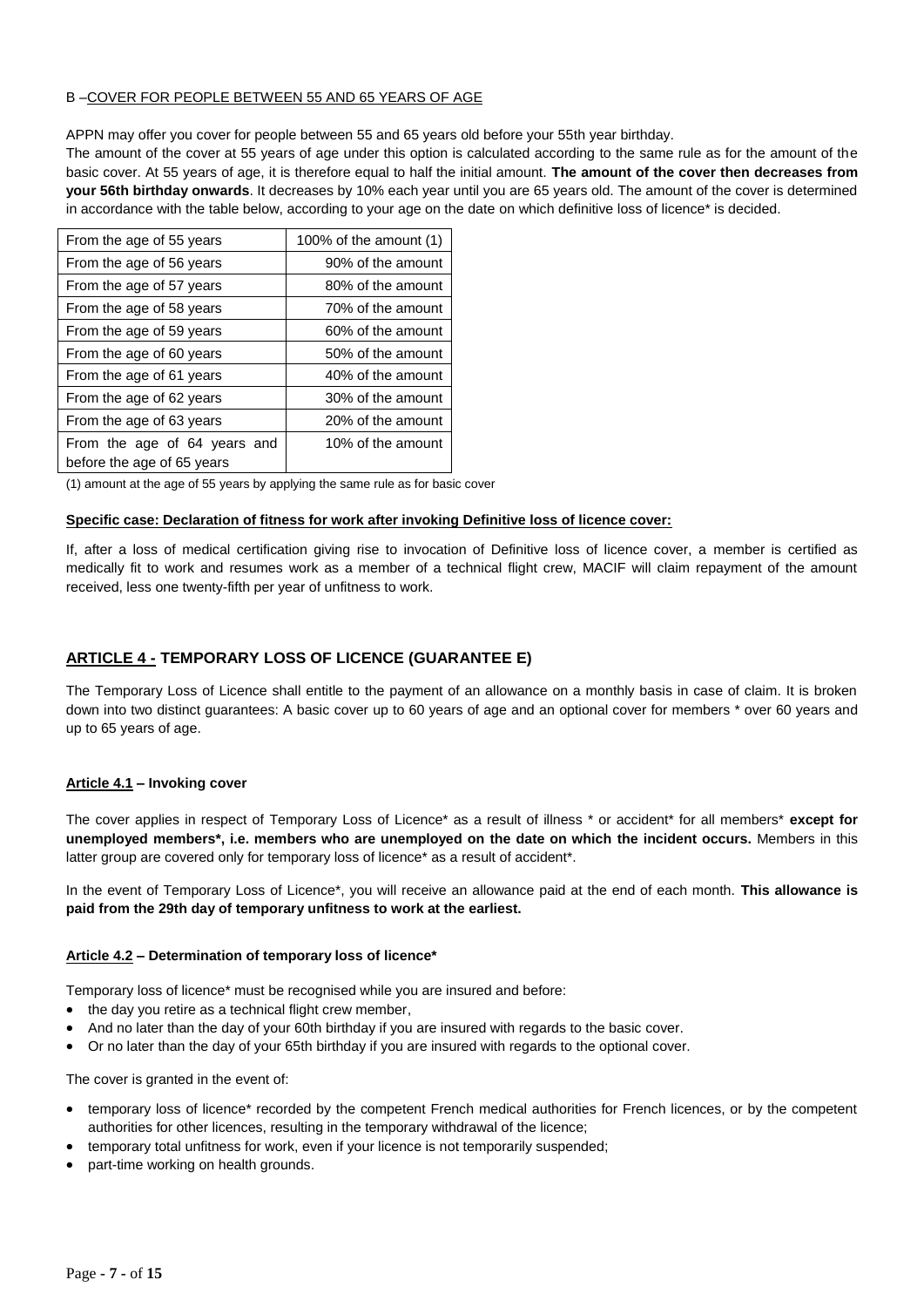B –COVER FOR PEOPLE BETWEEN 55 AND 65 YEARS OF AGE

APPN may offer you cover for people between 55 and 65 years old before your 55th year birthday.

The amount of the cover at 55 years of age under this option is calculated according to the same rule as for the amount of the basic cover. At 55 years of age, it is therefore equal to half the initial amount. **The amount of the cover then decreases from your 56th birthday onwards**. It decreases by 10% each year until you are 65 years old. The amount of the cover is determined in accordance with the table below, according to your age on the date on which definitive loss of licence* is decided.

| | |
|---|---|
| From the age of 55 years | 100% of the amount (1) |
| From the age of 56 years | 90% of the amount |
| From the age of 57 years | 80% of the amount |
| From the age of 58 years | 70% of the amount |
| From the age of 59 years | 60% of the amount |
| From the age of 60 years | 50% of the amount |
| From the age of 61 years | 40% of the amount |
| From the age of 62 years | 30% of the amount |
| From the age of 63 years | 20% of the amount |
| From the age of 64 years and before the age of 65 years | 10% of the amount |

(1) amount at the age of 55 years by applying the same rule as for basic cover

**Specific case: Declaration of fitness for work after invoking Definitive loss of licence cover:**

If, after a loss of medical certification giving rise to invocation of Definitive loss of licence cover, a member is certified as medically fit to work and resumes work as a member of a technical flight crew, MACIF will claim repayment of the amount received, less one twenty-fifth per year of unfitness to work.

## ARTICLE 4 - TEMPORARY LOSS OF LICENCE (GUARANTEE E)

The Temporary Loss of Licence shall entitle to the payment of an allowance on a monthly basis in case of claim. It is broken down into two distinct guarantees: A basic cover up to 60 years of age and an optional cover for members * over 60 years and up to 65 years of age.

### Article 4.1 – Invoking cover

The cover applies in respect of Temporary Loss of Licence* as a result of illness * or accident* for all members* **except for unemployed members*, i.e. members who are unemployed on the date on which the incident occurs.** Members in this latter group are covered only for temporary loss of licence* as a result of accident*.

In the event of Temporary Loss of Licence*, you will receive an allowance paid at the end of each month. **This allowance is paid from the 29th day of temporary unfitness to work at the earliest.**

### Article 4.2 – Determination of temporary loss of licence*

Temporary loss of licence* must be recognised while you are insured and before:

- the day you retire as a technical flight crew member,
- And no later than the day of your 60th birthday if you are insured with regards to the basic cover.
- Or no later than the day of your 65th birthday if you are insured with regards to the optional cover.

The cover is granted in the event of:

- temporary loss of licence* recorded by the competent French medical authorities for French licences, or by the competent authorities for other licences, resulting in the temporary withdrawal of the licence;
- temporary total unfitness for work, even if your licence is not temporarily suspended;
- part-time working on health grounds.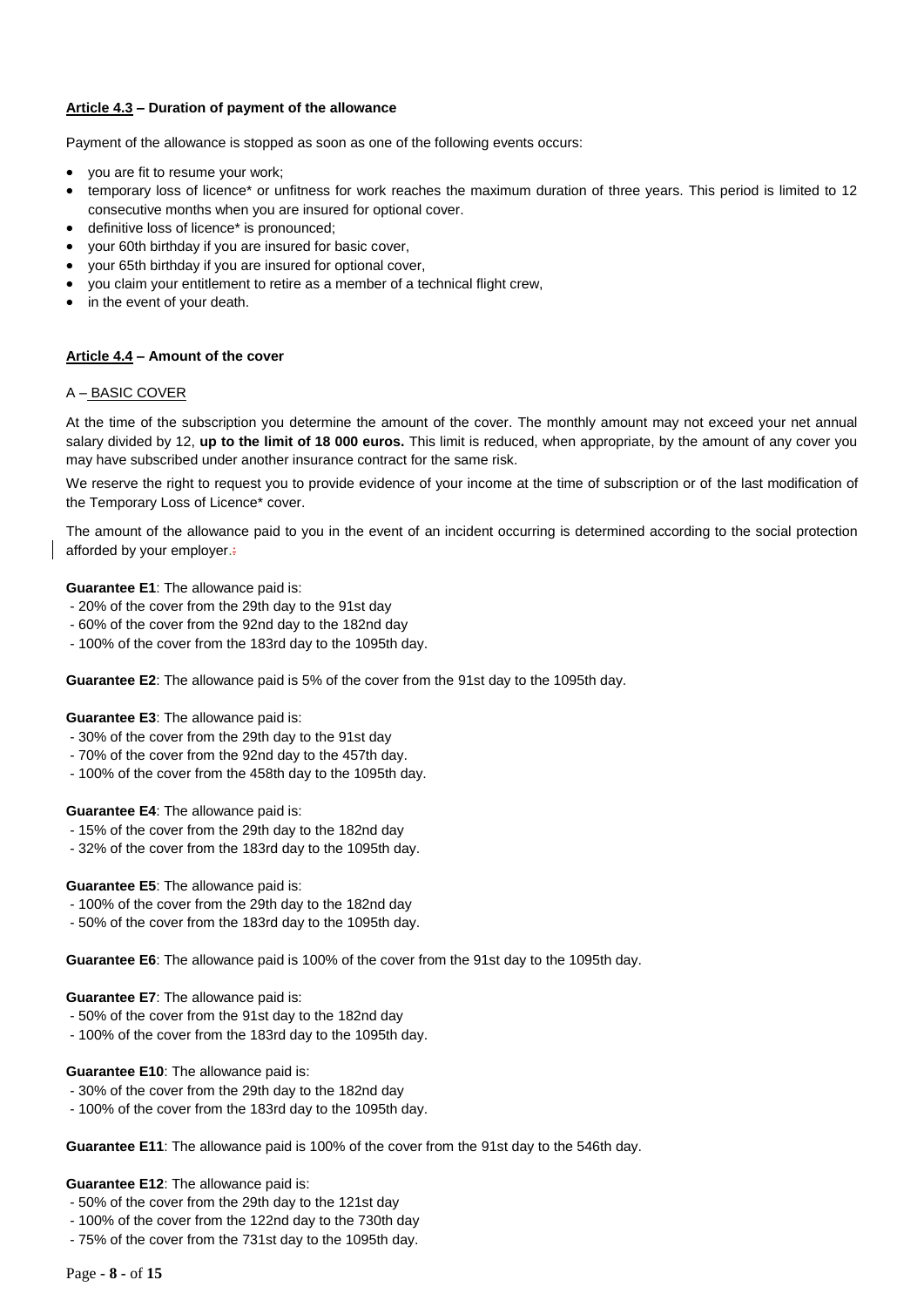**Article 4.3 – Duration of payment of the allowance**

Payment of the allowance is stopped as soon as one of the following events occurs:

- you are fit to resume your work;
- temporary loss of licence* or unfitness for work reaches the maximum duration of three years. This period is limited to 12 consecutive months when you are insured for optional cover.
- definitive loss of licence* is pronounced;
- your 60th birthday if you are insured for basic cover,
- your 65th birthday if you are insured for optional cover,
- you claim your entitlement to retire as a member of a technical flight crew,
- in the event of your death.

**Article 4.4 – Amount of the cover**

A – BASIC COVER

At the time of the subscription you determine the amount of the cover. The monthly amount may not exceed your net annual salary divided by 12, **up to the limit of 18 000 euros.** This limit is reduced, when appropriate, by the amount of any cover you may have subscribed under another insurance contract for the same risk.

We reserve the right to request you to provide evidence of your income at the time of subscription or of the last modification of the Temporary Loss of Licence* cover.

The amount of the allowance paid to you in the event of an incident occurring is determined according to the social protection afforded by your employer.:

**Guarantee E1**: The allowance paid is:
- 20% of the cover from the 29th day to the 91st day
- 60% of the cover from the 92nd day to the 182nd day
- 100% of the cover from the 183rd day to the 1095th day.

**Guarantee E2**: The allowance paid is 5% of the cover from the 91st day to the 1095th day.

**Guarantee E3**: The allowance paid is:
- 30% of the cover from the 29th day to the 91st day
- 70% of the cover from the 92nd day to the 457th day.
- 100% of the cover from the 458th day to the 1095th day.

**Guarantee E4**: The allowance paid is:
- 15% of the cover from the 29th day to the 182nd day
- 32% of the cover from the 183rd day to the 1095th day.

**Guarantee E5**: The allowance paid is:
- 100% of the cover from the 29th day to the 182nd day
- 50% of the cover from the 183rd day to the 1095th day.

**Guarantee E6**: The allowance paid is 100% of the cover from the 91st day to the 1095th day.

**Guarantee E7**: The allowance paid is:
- 50% of the cover from the 91st day to the 182nd day
- 100% of the cover from the 183rd day to the 1095th day.

**Guarantee E10**: The allowance paid is:
- 30% of the cover from the 29th day to the 182nd day
- 100% of the cover from the 183rd day to the 1095th day.

**Guarantee E11**: The allowance paid is 100% of the cover from the 91st day to the 546th day.

**Guarantee E12**: The allowance paid is:
- 50% of the cover from the 29th day to the 121st day
- 100% of the cover from the 122nd day to the 730th day
- 75% of the cover from the 731st day to the 1095th day.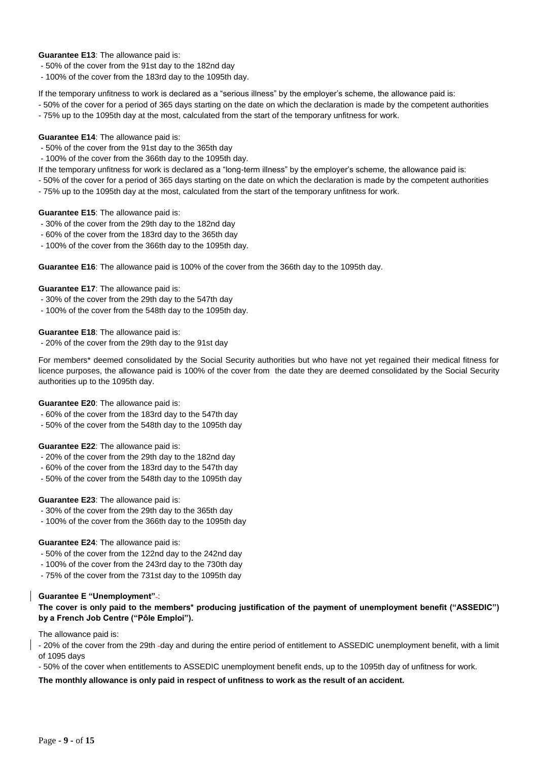**Guarantee E13**: The allowance paid is:

- 50% of the cover from the 91st day to the 182nd day
- 100% of the cover from the 183rd day to the 1095th day.

If the temporary unfitness to work is declared as a "serious illness" by the employer's scheme, the allowance paid is:

- 50% of the cover for a period of 365 days starting on the date on which the declaration is made by the competent authorities
- 75% up to the 1095th day at the most, calculated from the start of the temporary unfitness for work.

**Guarantee E14**: The allowance paid is:

- 50% of the cover from the 91st day to the 365th day
- 100% of the cover from the 366th day to the 1095th day.

If the temporary unfitness for work is declared as a "long-term illness" by the employer's scheme, the allowance paid is:

- 50% of the cover for a period of 365 days starting on the date on which the declaration is made by the competent authorities
- 75% up to the 1095th day at the most, calculated from the start of the temporary unfitness for work.

**Guarantee E15**: The allowance paid is:

- 30% of the cover from the 29th day to the 182nd day
- 60% of the cover from the 183rd day to the 365th day
- 100% of the cover from the 366th day to the 1095th day.

**Guarantee E16**: The allowance paid is 100% of the cover from the 366th day to the 1095th day.

**Guarantee E17**: The allowance paid is:

- 30% of the cover from the 29th day to the 547th day
- 100% of the cover from the 548th day to the 1095th day.

**Guarantee E18**: The allowance paid is:

- 20% of the cover from the 29th day to the 91st day

For members* deemed consolidated by the Social Security authorities but who have not yet regained their medical fitness for licence purposes, the allowance paid is 100% of the cover from the date they are deemed consolidated by the Social Security authorities up to the 1095th day.

**Guarantee E20**: The allowance paid is:

- 60% of the cover from the 183rd day to the 547th day
- 50% of the cover from the 548th day to the 1095th day

**Guarantee E22**: The allowance paid is:

- 20% of the cover from the 29th day to the 182nd day
- 60% of the cover from the 183rd day to the 547th day
- 50% of the cover from the 548th day to the 1095th day

**Guarantee E23**: The allowance paid is:

- 30% of the cover from the 29th day to the 365th day
- 100% of the cover from the 366th day to the 1095th day

**Guarantee E24**: The allowance paid is:

- 50% of the cover from the 122nd day to the 242nd day
- 100% of the cover from the 243rd day to the 730th day
- 75% of the cover from the 731st day to the 1095th day

**Guarantee E "Unemployment"**:

**The cover is only paid to the members* producing justification of the payment of unemployment benefit ("ASSEDIC") by a French Job Centre ("Pôle Emploi").**

The allowance paid is:

- 20% of the cover from the 29th day and during the entire period of entitlement to ASSEDIC unemployment benefit, with a limit of 1095 days
- 50% of the cover when entitlements to ASSEDIC unemployment benefit ends, up to the 1095th day of unfitness for work.

**The monthly allowance is only paid in respect of unfitness to work as the result of an accident.**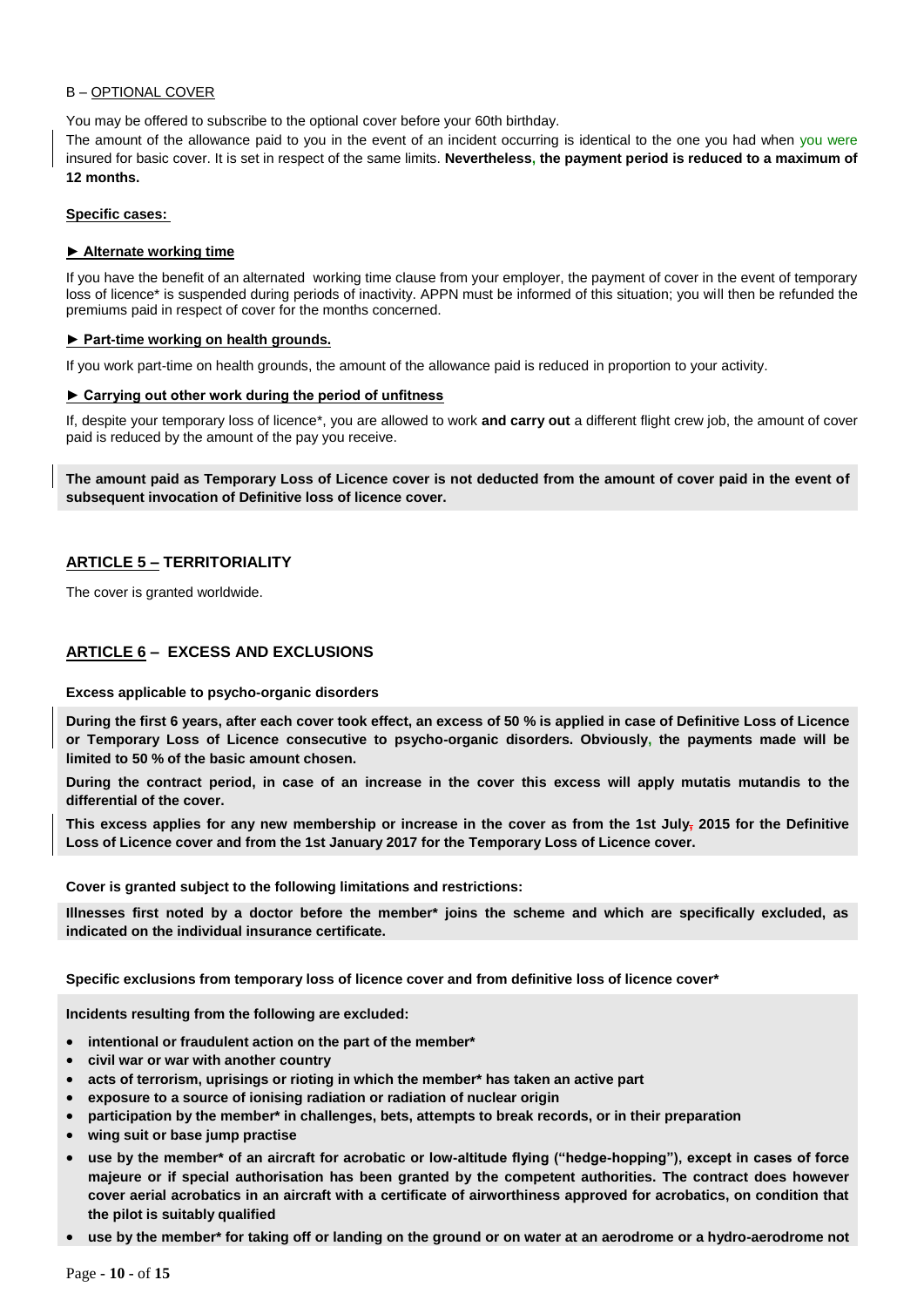B – OPTIONAL COVER

You may be offered to subscribe to the optional cover before your 60th birthday.

The amount of the allowance paid to you in the event of an incident occurring is identical to the one you had when you were insured for basic cover. It is set in respect of the same limits. **Nevertheless, the payment period is reduced to a maximum of 12 months.**

**Specific cases:**

**► Alternate working time**

If you have the benefit of an alternated working time clause from your employer, the payment of cover in the event of temporary loss of licence* is suspended during periods of inactivity. APPN must be informed of this situation; you will then be refunded the premiums paid in respect of cover for the months concerned.

**► Part-time working on health grounds.**

If you work part-time on health grounds, the amount of the allowance paid is reduced in proportion to your activity.

**► Carrying out other work during the period of unfitness**

If, despite your temporary loss of licence*, you are allowed to work **and carry out** a different flight crew job, the amount of cover paid is reduced by the amount of the pay you receive.

**The amount paid as Temporary Loss of Licence cover is not deducted from the amount of cover paid in the event of subsequent invocation of Definitive loss of licence cover.**

## ARTICLE 5 – TERRITORIALITY

The cover is granted worldwide.

## ARTICLE 6 – EXCESS AND EXCLUSIONS

**Excess applicable to psycho-organic disorders**

**During the first 6 years, after each cover took effect, an excess of 50 % is applied in case of Definitive Loss of Licence or Temporary Loss of Licence consecutive to psycho-organic disorders. Obviously, the payments made will be limited to 50 % of the basic amount chosen.**

**During the contract period, in case of an increase in the cover this excess will apply mutatis mutandis to the differential of the cover.**

**This excess applies for any new membership or increase in the cover as from the 1st July 2015 for the Definitive Loss of Licence cover and from the 1st January 2017 for the Temporary Loss of Licence cover.**

**Cover is granted subject to the following limitations and restrictions:**

**Illnesses first noted by a doctor before the member* joins the scheme and which are specifically excluded, as indicated on the individual insurance certificate.**

**Specific exclusions from temporary loss of licence cover and from definitive loss of licence cover***

**Incidents resulting from the following are excluded:**

- **intentional or fraudulent action on the part of the member***
- **civil war or war with another country**
- **acts of terrorism, uprisings or rioting in which the member* has taken an active part**
- **exposure to a source of ionising radiation or radiation of nuclear origin**
- **participation by the member* in challenges, bets, attempts to break records, or in their preparation**
- **wing suit or base jump practise**
- **use by the member* of an aircraft for acrobatic or low-altitude flying ("hedge-hopping"), except in cases of force majeure or if special authorisation has been granted by the competent authorities. The contract does however cover aerial acrobatics in an aircraft with a certificate of airworthiness approved for acrobatics, on condition that the pilot is suitably qualified**
- **use by the member* for taking off or landing on the ground or on water at an aerodrome or a hydro-aerodrome not**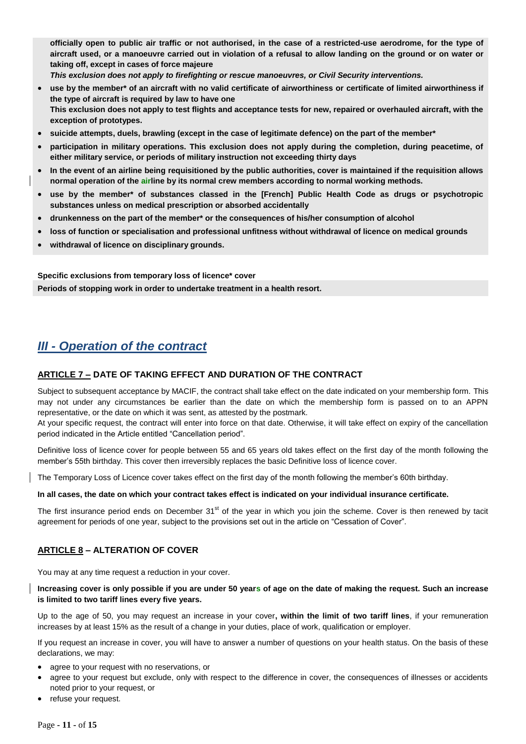**officially open to public air traffic or not authorised, in the case of a restricted-use aerodrome, for the type of aircraft used, or a manoeuvre carried out in violation of a refusal to allow landing on the ground or on water or taking off, except in cases of force majeure**

***This exclusion does not apply to firefighting or rescue manoeuvres, or Civil Security interventions.***

- **use by the member* of an aircraft with no valid certificate of airworthiness or certificate of limited airworthiness if the type of aircraft is required by law to have one**
  **This exclusion does not apply to test flights and acceptance tests for new, repaired or overhauled aircraft, with the exception of prototypes.**
- **suicide attempts, duels, brawling (except in the case of legitimate defence) on the part of the member***
- **participation in military operations. This exclusion does not apply during the completion, during peacetime, of either military service, or periods of military instruction not exceeding thirty days**
- **In the event of an airline being requisitioned by the public authorities, cover is maintained if the requisition allows normal operation of the airline by its normal crew members according to normal working methods.**
- **use by the member* of substances classed in the [French] Public Health Code as drugs or psychotropic substances unless on medical prescription or absorbed accidentally**
- **drunkenness on the part of the member* or the consequences of his/her consumption of alcohol**
- **loss of function or specialisation and professional unfitness without withdrawal of licence on medical grounds**
- **withdrawal of licence on disciplinary grounds.**

**Specific exclusions from temporary loss of licence* cover**

**Periods of stopping work in order to undertake treatment in a health resort.**

## *III - Operation of the contract*

### ARTICLE 7 – DATE OF TAKING EFFECT AND DURATION OF THE CONTRACT

Subject to subsequent acceptance by MACIF, the contract shall take effect on the date indicated on your membership form. This may not under any circumstances be earlier than the date on which the membership form is passed on to an APPN representative, or the date on which it was sent, as attested by the postmark.

At your specific request, the contract will enter into force on that date. Otherwise, it will take effect on expiry of the cancellation period indicated in the Article entitled "Cancellation period".

Definitive loss of licence cover for people between 55 and 65 years old takes effect on the first day of the month following the member's 55th birthday. This cover then irreversibly replaces the basic Definitive loss of licence cover.

The Temporary Loss of Licence cover takes effect on the first day of the month following the member's 60th birthday.

**In all cases, the date on which your contract takes effect is indicated on your individual insurance certificate.**

The first insurance period ends on December 31st of the year in which you join the scheme. Cover is then renewed by tacit agreement for periods of one year, subject to the provisions set out in the article on "Cessation of Cover".

### ARTICLE 8 – ALTERATION OF COVER

You may at any time request a reduction in your cover.

**Increasing cover is only possible if you are under 50 years of age on the date of making the request. Such an increase is limited to two tariff lines every five years.**

Up to the age of 50, you may request an increase in your cover**, within the limit of two tariff lines**, if your remuneration increases by at least 15% as the result of a change in your duties, place of work, qualification or employer.

If you request an increase in cover, you will have to answer a number of questions on your health status. On the basis of these declarations, we may:

- agree to your request with no reservations, or
- agree to your request but exclude, only with respect to the difference in cover, the consequences of illnesses or accidents noted prior to your request, or
- refuse your request.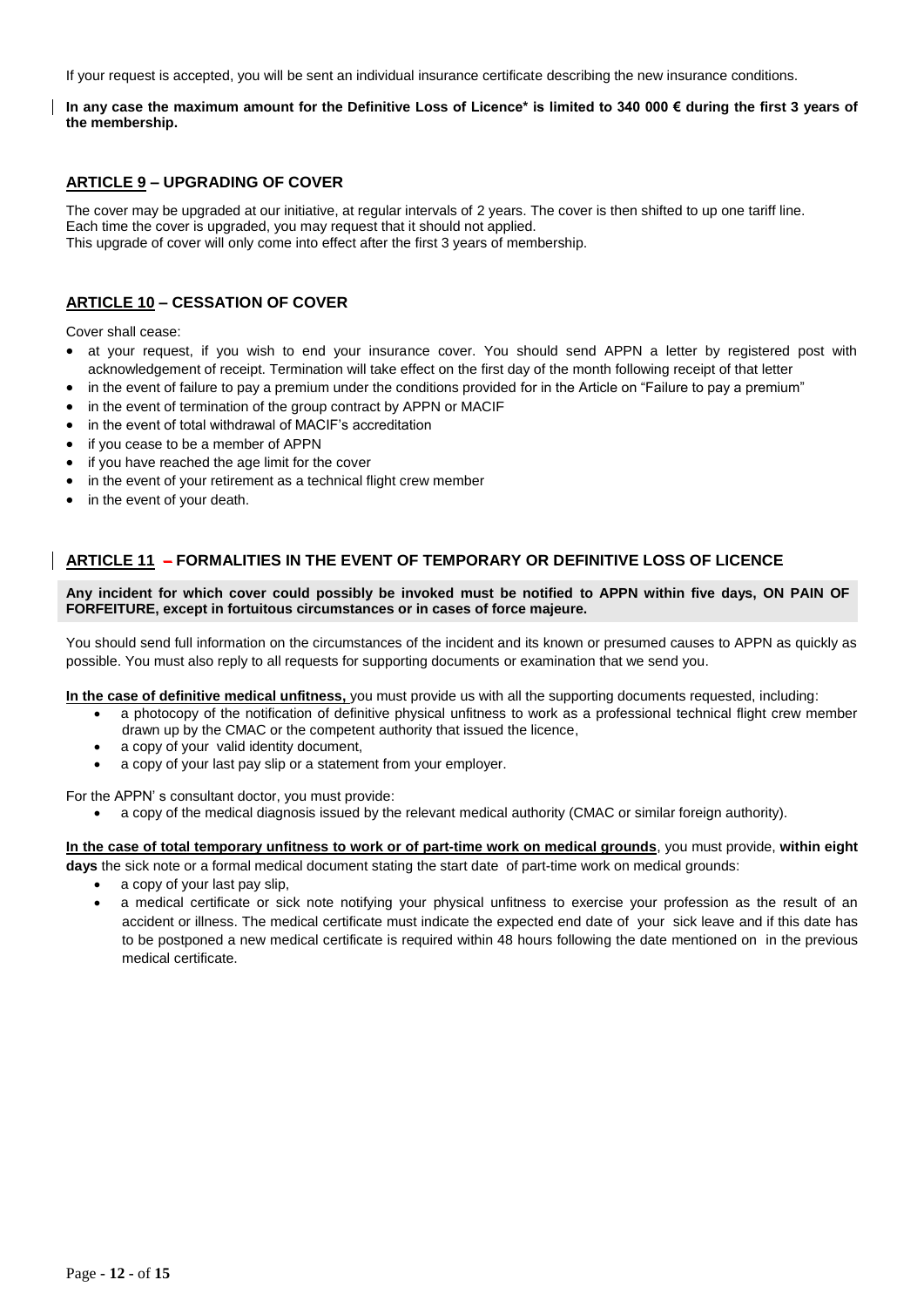If your request is accepted, you will be sent an individual insurance certificate describing the new insurance conditions.

**In any case the maximum amount for the Definitive Loss of Licence* is limited to 340 000 € during the first 3 years of the membership.**

## ARTICLE 9 – UPGRADING OF COVER

The cover may be upgraded at our initiative, at regular intervals of 2 years. The cover is then shifted to up one tariff line.
Each time the cover is upgraded, you may request that it should not applied.
This upgrade of cover will only come into effect after the first 3 years of membership.

## ARTICLE 10 – CESSATION OF COVER

Cover shall cease:

- at your request, if you wish to end your insurance cover. You should send APPN a letter by registered post with acknowledgement of receipt. Termination will take effect on the first day of the month following receipt of that letter
- in the event of failure to pay a premium under the conditions provided for in the Article on "Failure to pay a premium"
- in the event of termination of the group contract by APPN or MACIF
- in the event of total withdrawal of MACIF's accreditation
- if you cease to be a member of APPN
- if you have reached the age limit for the cover
- in the event of your retirement as a technical flight crew member
- in the event of your death.

## ARTICLE 11 – FORMALITIES IN THE EVENT OF TEMPORARY OR DEFINITIVE LOSS OF LICENCE

**Any incident for which cover could possibly be invoked must be notified to APPN within five days, ON PAIN OF FORFEITURE, except in fortuitous circumstances or in cases of force majeure.**

You should send full information on the circumstances of the incident and its known or presumed causes to APPN as quickly as possible. You must also reply to all requests for supporting documents or examination that we send you.

**In the case of definitive medical unfitness,** you must provide us with all the supporting documents requested, including:

- a photocopy of the notification of definitive physical unfitness to work as a professional technical flight crew member drawn up by the CMAC or the competent authority that issued the licence,
- a copy of your valid identity document,
- a copy of your last pay slip or a statement from your employer.

For the APPN' s consultant doctor, you must provide:

- a copy of the medical diagnosis issued by the relevant medical authority (CMAC or similar foreign authority).

**In the case of total temporary unfitness to work or of part-time work on medical grounds**, you must provide, **within eight days** the sick note or a formal medical document stating the start date of part-time work on medical grounds:

- a copy of your last pay slip,
- a medical certificate or sick note notifying your physical unfitness to exercise your profession as the result of an accident or illness. The medical certificate must indicate the expected end date of your sick leave and if this date has to be postponed a new medical certificate is required within 48 hours following the date mentioned on in the previous medical certificate.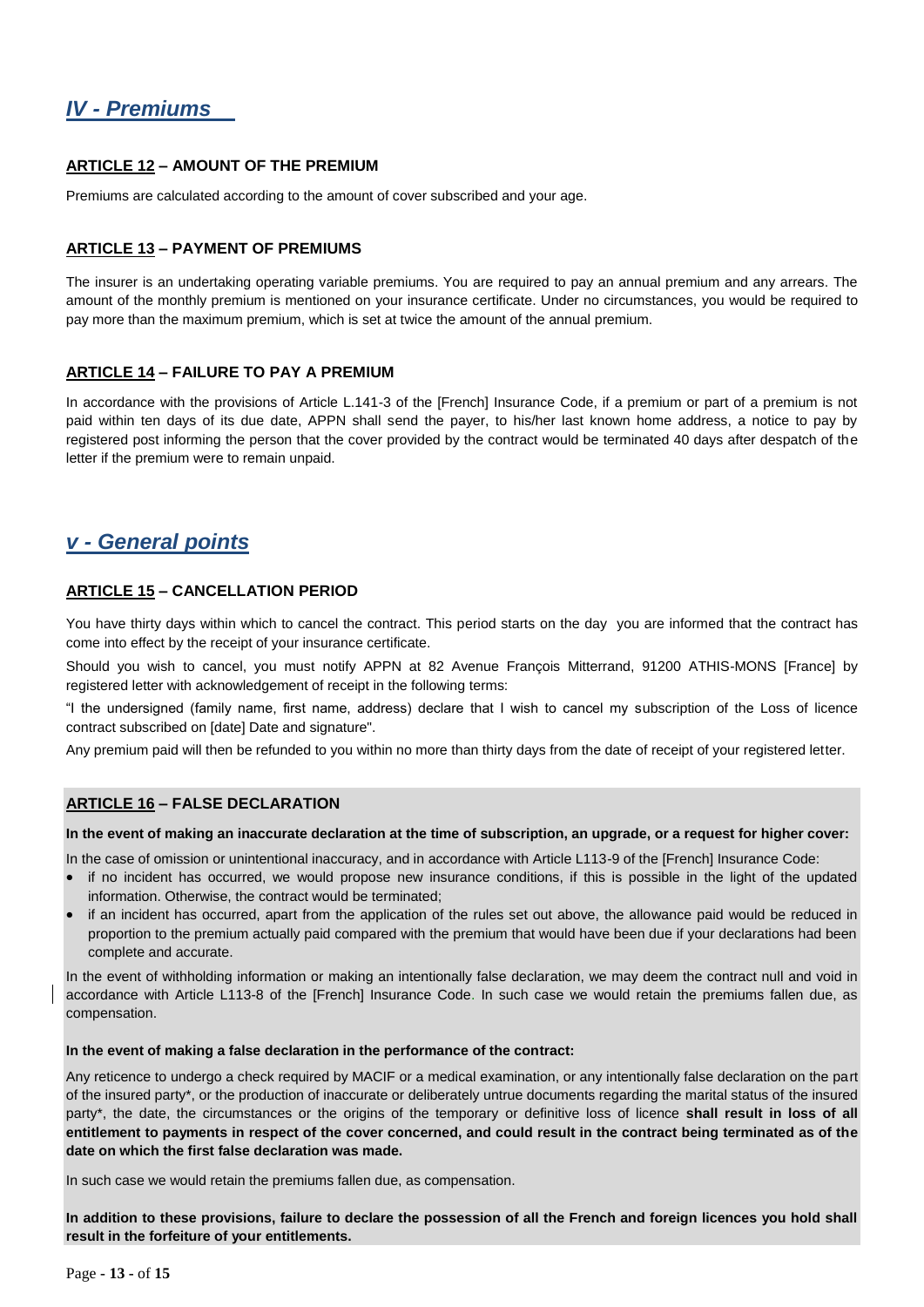## *IV - Premiums*

### ARTICLE 12 – AMOUNT OF THE PREMIUM

Premiums are calculated according to the amount of cover subscribed and your age.

### ARTICLE 13 – PAYMENT OF PREMIUMS

The insurer is an undertaking operating variable premiums. You are required to pay an annual premium and any arrears. The amount of the monthly premium is mentioned on your insurance certificate. Under no circumstances, you would be required to pay more than the maximum premium, which is set at twice the amount of the annual premium.

### ARTICLE 14 – FAILURE TO PAY A PREMIUM

In accordance with the provisions of Article L.141-3 of the [French] Insurance Code, if a premium or part of a premium is not paid within ten days of its due date, APPN shall send the payer, to his/her last known home address, a notice to pay by registered post informing the person that the cover provided by the contract would be terminated 40 days after despatch of the letter if the premium were to remain unpaid.

## *v - General points*

### ARTICLE 15 – CANCELLATION PERIOD

You have thirty days within which to cancel the contract. This period starts on the day you are informed that the contract has come into effect by the receipt of your insurance certificate.

Should you wish to cancel, you must notify APPN at 82 Avenue François Mitterrand, 91200 ATHIS-MONS [France] by registered letter with acknowledgement of receipt in the following terms:

"I the undersigned (family name, first name, address) declare that I wish to cancel my subscription of the Loss of licence contract subscribed on [date] Date and signature".

Any premium paid will then be refunded to you within no more than thirty days from the date of receipt of your registered letter.

### ARTICLE 16 – FALSE DECLARATION

**In the event of making an inaccurate declaration at the time of subscription, an upgrade, or a request for higher cover:**

In the case of omission or unintentional inaccuracy, and in accordance with Article L113-9 of the [French] Insurance Code:

- if no incident has occurred, we would propose new insurance conditions, if this is possible in the light of the updated information. Otherwise, the contract would be terminated;
- if an incident has occurred, apart from the application of the rules set out above, the allowance paid would be reduced in proportion to the premium actually paid compared with the premium that would have been due if your declarations had been complete and accurate.

In the event of withholding information or making an intentionally false declaration, we may deem the contract null and void in accordance with Article L113-8 of the [French] Insurance Code. In such case we would retain the premiums fallen due, as compensation.

**In the event of making a false declaration in the performance of the contract:**

Any reticence to undergo a check required by MACIF or a medical examination, or any intentionally false declaration on the part of the insured party*, or the production of inaccurate or deliberately untrue documents regarding the marital status of the insured party*, the date, the circumstances or the origins of the temporary or definitive loss of licence **shall result in loss of all entitlement to payments in respect of the cover concerned, and could result in the contract being terminated as of the date on which the first false declaration was made.**

In such case we would retain the premiums fallen due, as compensation.

**In addition to these provisions, failure to declare the possession of all the French and foreign licences you hold shall result in the forfeiture of your entitlements.**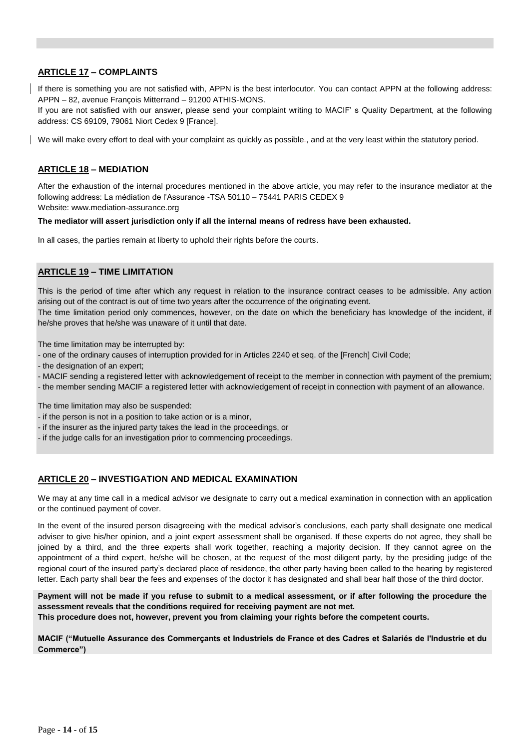## ARTICLE 17 – COMPLAINTS

If there is something you are not satisfied with, APPN is the best interlocutor. You can contact APPN at the following address: APPN – 82, avenue François Mitterrand – 91200 ATHIS-MONS.
If you are not satisfied with our answer, please send your complaint writing to MACIF' s Quality Department, at the following address: CS 69109, 79061 Niort Cedex 9 [France].

We will make every effort to deal with your complaint as quickly as possible., and at the very least within the statutory period.

## ARTICLE 18 – MEDIATION

After the exhaustion of the internal procedures mentioned in the above article, you may refer to the insurance mediator at the following address: La médiation de l'Assurance -TSA 50110 – 75441 PARIS CEDEX 9
Website: www.mediation-assurance.org

**The mediator will assert jurisdiction only if all the internal means of redress have been exhausted.**

In all cases, the parties remain at liberty to uphold their rights before the courts.

## ARTICLE 19 – TIME LIMITATION

This is the period of time after which any request in relation to the insurance contract ceases to be admissible. Any action arising out of the contract is out of time two years after the occurrence of the originating event.
The time limitation period only commences, however, on the date on which the beneficiary has knowledge of the incident, if he/she proves that he/she was unaware of it until that date.

The time limitation may be interrupted by:
- one of the ordinary causes of interruption provided for in Articles 2240 et seq. of the [French] Civil Code;
- the designation of an expert;
- MACIF sending a registered letter with acknowledgement of receipt to the member in connection with payment of the premium;
- the member sending MACIF a registered letter with acknowledgement of receipt in connection with payment of an allowance.

The time limitation may also be suspended:
- if the person is not in a position to take action or is a minor,
- if the insurer as the injured party takes the lead in the proceedings, or
- if the judge calls for an investigation prior to commencing proceedings.

## ARTICLE 20 – INVESTIGATION AND MEDICAL EXAMINATION

We may at any time call in a medical advisor we designate to carry out a medical examination in connection with an application or the continued payment of cover.

In the event of the insured person disagreeing with the medical advisor's conclusions, each party shall designate one medical adviser to give his/her opinion, and a joint expert assessment shall be organised. If these experts do not agree, they shall be joined by a third, and the three experts shall work together, reaching a majority decision. If they cannot agree on the appointment of a third expert, he/she will be chosen, at the request of the most diligent party, by the presiding judge of the regional court of the insured party's declared place of residence, the other party having been called to the hearing by registered letter. Each party shall bear the fees and expenses of the doctor it has designated and shall bear half those of the third doctor.

**Payment will not be made if you refuse to submit to a medical assessment, or if after following the procedure the assessment reveals that the conditions required for receiving payment are not met.**
**This procedure does not, however, prevent you from claiming your rights before the competent courts.**

**MACIF ("Mutuelle Assurance des Commerçants et Industriels de France et des Cadres et Salariés de l'Industrie et du Commerce")**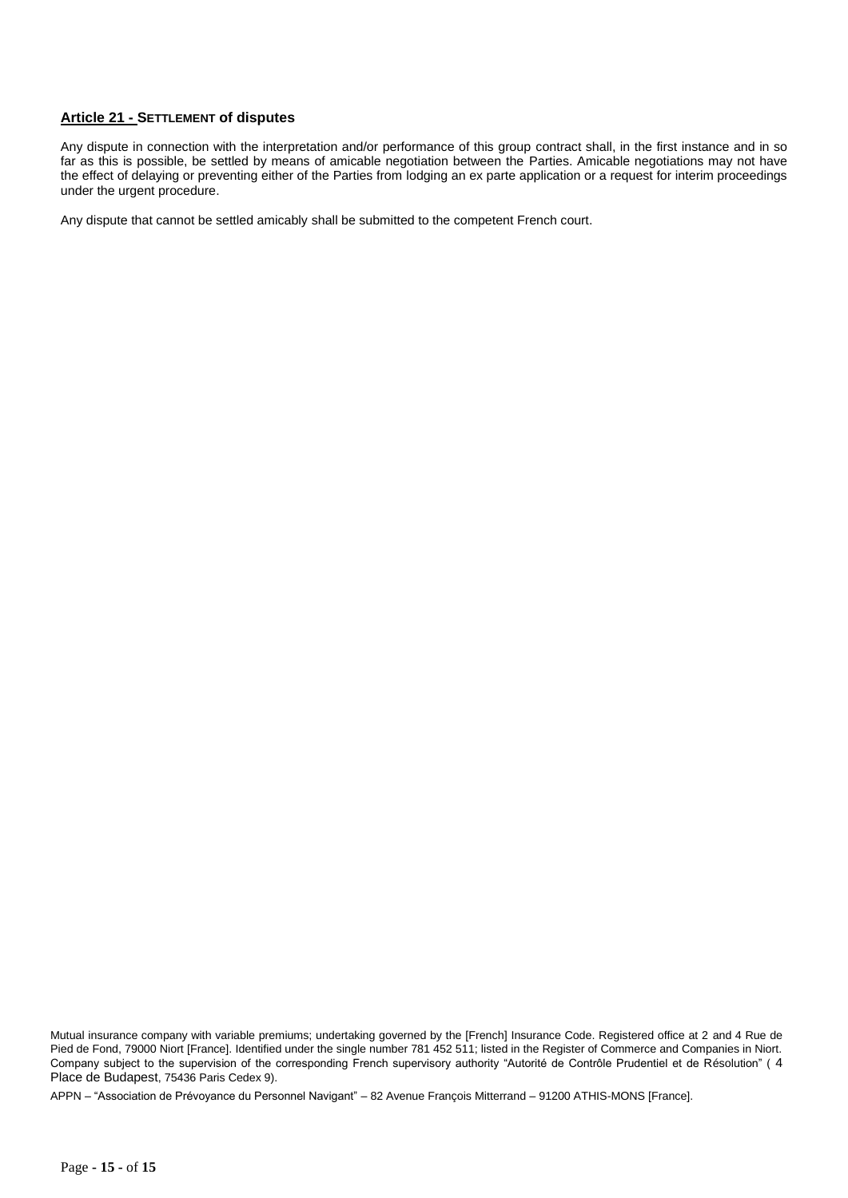### Article 21 - SETTLEMENT of disputes

Any dispute in connection with the interpretation and/or performance of this group contract shall, in the first instance and in so far as this is possible, be settled by means of amicable negotiation between the Parties. Amicable negotiations may not have the effect of delaying or preventing either of the Parties from lodging an ex parte application or a request for interim proceedings under the urgent procedure.

Any dispute that cannot be settled amicably shall be submitted to the competent French court.

Mutual insurance company with variable premiums; undertaking governed by the [French] Insurance Code. Registered office at 2 and 4 Rue de Pied de Fond, 79000 Niort [France]. Identified under the single number 781 452 511; listed in the Register of Commerce and Companies in Niort. Company subject to the supervision of the corresponding French supervisory authority "Autorité de Contrôle Prudentiel et de Résolution" ( 4 Place de Budapest, 75436 Paris Cedex 9).

APPN – "Association de Prévoyance du Personnel Navigant" – 82 Avenue François Mitterrand – 91200 ATHIS-MONS [France].